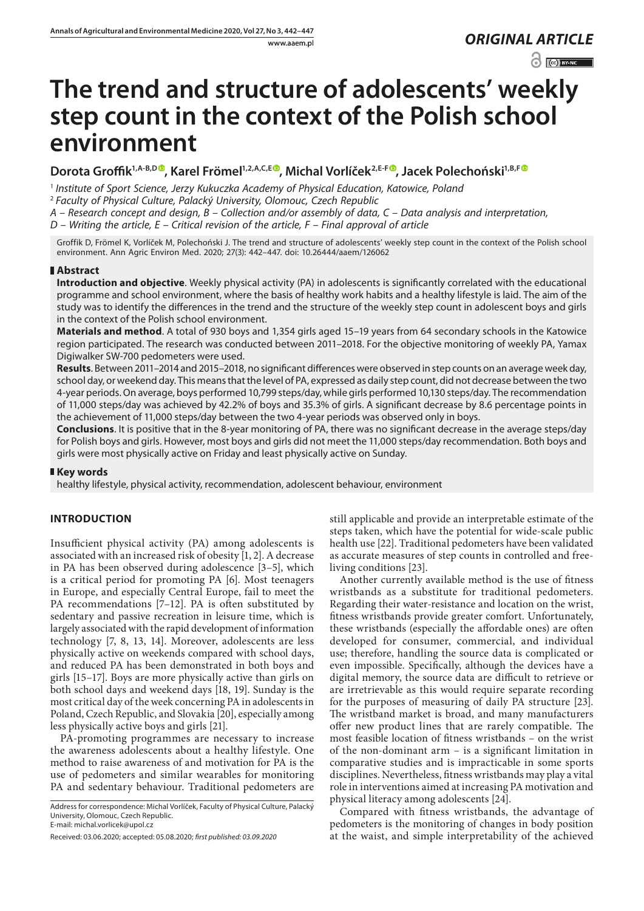*ORIGINAL ARTICLE*

# The trend and structure of adolescents' weekly step count in the context of the Polish school environment

**Dorota Groffik[1,A-B,D], Karel Frömel[1,2,A,C,E], Michal Vorlíček[2,E-F], Jacek Polechoński[1,B,F]**

[1] *Institute of Sport Science, Jerzy Kukuczka Academy of Physical Education, Katowice, Poland*

[2] *Faculty of Physical Culture, Palacký University, Olomouc, Czech Republic*

*A – Research concept and design, B – Collection and/or assembly of data, C – Data analysis and interpretation,*
*D – Writing the article, E – Critical revision of the article, F – Final approval of article*

Groffik D, Frömel K, Vorlíček M, Polechoński J. The trend and structure of adolescents' weekly step count in the context of the Polish school environment. Ann Agric Environ Med. 2020; 27(3): 442–447. doi: 10.26444/aaem/126062

## Abstract

**Introduction and objective**. Weekly physical activity (PA) in adolescents is significantly correlated with the educational programme and school environment, where the basis of healthy work habits and a healthy lifestyle is laid. The aim of the study was to identify the differences in the trend and the structure of the weekly step count in adolescent boys and girls in the context of the Polish school environment.

**Materials and method**. A total of 930 boys and 1,354 girls aged 15–19 years from 64 secondary schools in the Katowice region participated. The research was conducted between 2011–2018. For the objective monitoring of weekly PA, Yamax Digiwalker SW-700 pedometers were used.

**Results**. Between 2011–2014 and 2015–2018, no significant differences were observed in step counts on an average week day, school day, or weekend day. This means that the level of PA, expressed as daily step count, did not decrease between the two 4-year periods. On average, boys performed 10,799 steps/day, while girls performed 10,130 steps/day. The recommendation of 11,000 steps/day was achieved by 42.2% of boys and 35.3% of girls. A significant decrease by 8.6 percentage points in the achievement of 11,000 steps/day between the two 4-year periods was observed only in boys.

**Conclusions**. It is positive that in the 8-year monitoring of PA, there was no significant decrease in the average steps/day for Polish boys and girls. However, most boys and girls did not meet the 11,000 steps/day recommendation. Both boys and girls were most physically active on Friday and least physically active on Sunday.

## Key words

healthy lifestyle, physical activity, recommendation, adolescent behaviour, environment

## INTRODUCTION

Insufficient physical activity (PA) among adolescents is associated with an increased risk of obesity [1, 2]. A decrease in PA has been observed during adolescence [3–5], which is a critical period for promoting PA [6]. Most teenagers in Europe, and especially Central Europe, fail to meet the PA recommendations [7–12]. PA is often substituted by sedentary and passive recreation in leisure time, which is largely associated with the rapid development of information technology [7, 8, 13, 14]. Moreover, adolescents are less physically active on weekends compared with school days, and reduced PA has been demonstrated in both boys and girls [15–17]. Boys are more physically active than girls on both school days and weekend days [18, 19]. Sunday is the most critical day of the week concerning PA in adolescents in Poland, Czech Republic, and Slovakia [20], especially among less physically active boys and girls [21].

PA-promoting programmes are necessary to increase the awareness adolescents about a healthy lifestyle. One method to raise awareness of and motivation for PA is the use of pedometers and similar wearables for monitoring PA and sedentary behaviour. Traditional pedometers are still applicable and provide an interpretable estimate of the steps taken, which have the potential for wide-scale public health use [22]. Traditional pedometers have been validated as accurate measures of step counts in controlled and free-living conditions [23].

Another currently available method is the use of fitness wristbands as a substitute for traditional pedometers. Regarding their water-resistance and location on the wrist, fitness wristbands provide greater comfort. Unfortunately, these wristbands (especially the affordable ones) are often developed for consumer, commercial, and individual use; therefore, handling the source data is complicated or even impossible. Specifically, although the devices have a digital memory, the source data are difficult to retrieve or are irretrievable as this would require separate recording for the purposes of measuring of daily PA structure [23]. The wristband market is broad, and many manufacturers offer new product lines that are rarely compatible. The most feasible location of fitness wristbands – on the wrist of the non-dominant arm – is a significant limitation in comparative studies and is impracticable in some sports disciplines. Nevertheless, fitness wristbands may play a vital role in interventions aimed at increasing PA motivation and physical literacy among adolescents [24].

Compared with fitness wristbands, the advantage of pedometers is the monitoring of changes in body position at the waist, and simple interpretability of the achieved

Address for correspondence: Michal Vorlíček, Faculty of Physical Culture, Palacký University, Olomouc, Czech Republic.
E-mail: michal.vorlicek@upol.cz

Received: 03.06.2020; accepted: 05.08.2020; *first published: 03.09.2020*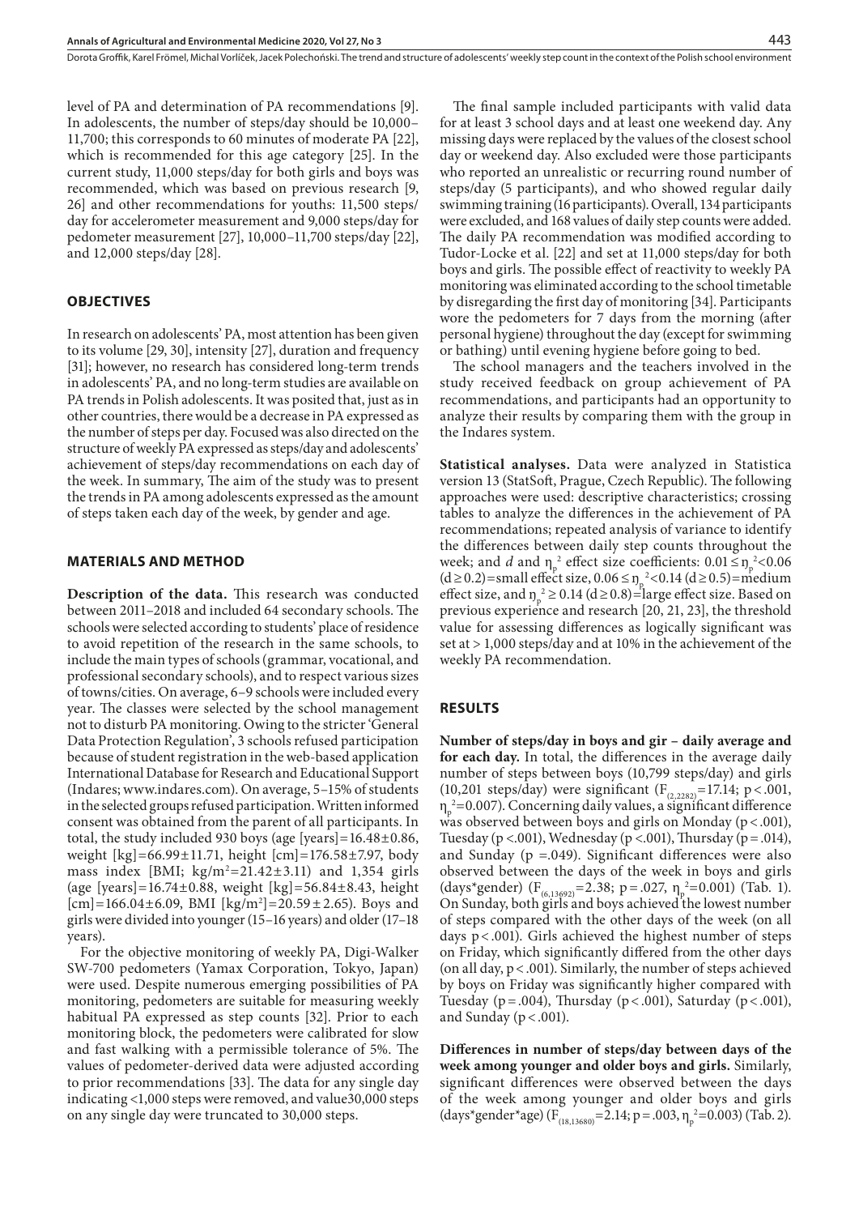level of PA and determination of PA recommendations [9]. In adolescents, the number of steps/day should be 10,000–11,700; this corresponds to 60 minutes of moderate PA [22], which is recommended for this age category [25]. In the current study, 11,000 steps/day for both girls and boys was recommended, which was based on previous research [9, 26] and other recommendations for youths: 11,500 steps/day for accelerometer measurement and 9,000 steps/day for pedometer measurement [27], 10,000–11,700 steps/day [22], and 12,000 steps/day [28].

## OBJECTIVES

In research on adolescents' PA, most attention has been given to its volume [29, 30], intensity [27], duration and frequency [31]; however, no research has considered long-term trends in adolescents' PA, and no long-term studies are available on PA trends in Polish adolescents. It was posited that, just as in other countries, there would be a decrease in PA expressed as the number of steps per day. Focused was also directed on the structure of weekly PA expressed as steps/day and adolescents' achievement of steps/day recommendations on each day of the week. In summary, The aim of the study was to present the trends in PA among adolescents expressed as the amount of steps taken each day of the week, by gender and age.

## MATERIALS AND METHOD

**Description of the data.** This research was conducted between 2011–2018 and included 64 secondary schools. The schools were selected according to students' place of residence to avoid repetition of the research in the same schools, to include the main types of schools (grammar, vocational, and professional secondary schools), and to respect various sizes of towns/cities. On average, 6–9 schools were included every year. The classes were selected by the school management not to disturb PA monitoring. Owing to the stricter 'General Data Protection Regulation', 3 schools refused participation because of student registration in the web-based application International Database for Research and Educational Support (Indares; www.indares.com). On average, 5–15% of students in the selected groups refused participation. Written informed consent was obtained from the parent of all participants. In total, the study included 930 boys (age [years]=16.48±0.86, weight [kg]=66.99±11.71, height [cm]=176.58±7.97, body mass index [BMI; kg/m$^2$=21.42±3.11) and 1,354 girls (age [years]=16.74±0.88, weight [kg]=56.84±8.43, height [cm]=166.04±6.09, BMI [kg/m$^2$]=20.59 ± 2.65). Boys and girls were divided into younger (15–16 years) and older (17–18 years).

For the objective monitoring of weekly PA, Digi-Walker SW-700 pedometers (Yamax Corporation, Tokyo, Japan) were used. Despite numerous emerging possibilities of PA monitoring, pedometers are suitable for measuring weekly habitual PA expressed as step counts [32]. Prior to each monitoring block, the pedometers were calibrated for slow and fast walking with a permissible tolerance of 5%. The values of pedometer-derived data were adjusted according to prior recommendations [33]. The data for any single day indicating <1,000 steps were removed, and value30,000 steps on any single day were truncated to 30,000 steps.

The final sample included participants with valid data for at least 3 school days and at least one weekend day. Any missing days were replaced by the values of the closest school day or weekend day. Also excluded were those participants who reported an unrealistic or recurring round number of steps/day (5 participants), and who showed regular daily swimming training (16 participants). Overall, 134 participants were excluded, and 168 values of daily step counts were added. The daily PA recommendation was modified according to Tudor-Locke et al. [22] and set at 11,000 steps/day for both boys and girls. The possible effect of reactivity to weekly PA monitoring was eliminated according to the school timetable by disregarding the first day of monitoring [34]. Participants wore the pedometers for 7 days from the morning (after personal hygiene) throughout the day (except for swimming or bathing) until evening hygiene before going to bed.

The school managers and the teachers involved in the study received feedback on group achievement of PA recommendations, and participants had an opportunity to analyze their results by comparing them with the group in the Indares system.

**Statistical analyses.** Data were analyzed in Statistica version 13 (StatSoft, Prague, Czech Republic). The following approaches were used: descriptive characteristics; crossing tables to analyze the differences in the achievement of PA recommendations; repeated analysis of variance to identify the differences between daily step counts throughout the week; and *d* and $\eta_p^2$ effect size coefficients: $0.01 \leq \eta_p^2 < 0.06$ ($d \geq 0.2$)=small effect size, $0.06 \leq \eta_p^2 < 0.14$ ($d \geq 0.5$)=medium effect size, and $\eta_p^2 \geq 0.14$ ($d \geq 0.8$)=large effect size. Based on previous experience and research [20, 21, 23], the threshold value for assessing differences as logically significant was set at > 1,000 steps/day and at 10% in the achievement of the weekly PA recommendation.

## RESULTS

**Number of steps/day in boys and gir – daily average and for each day.** In total, the differences in the average daily number of steps between boys (10,799 steps/day) and girls (10,201 steps/day) were significant ($F_{(2,2282)}=17.14$; $p<.001$, $\eta_p^2=0.007$). Concerning daily values, a significant difference was observed between boys and girls on Monday ($p<.001$), Tuesday ($p<.001$), Wednesday ($p<.001$), Thursday ($p=.014$), and Sunday ($p=.049$). Significant differences were also observed between the days of the week in boys and girls (days*gender) ($F_{(6,13692)}=2.38$; $p=.027$, $\eta_p^2=0.001$) (Tab. 1). On Sunday, both girls and boys achieved the lowest number of steps compared with the other days of the week (on all days $p<.001$). Girls achieved the highest number of steps on Friday, which significantly differed from the other days (on all day, $p<.001$). Similarly, the number of steps achieved by boys on Friday was significantly higher compared with Tuesday ($p=.004$), Thursday ($p<.001$), Saturday ($p<.001$), and Sunday ($p<.001$).

**Differences in number of steps/day between days of the week among younger and older boys and girls.** Similarly, significant differences were observed between the days of the week among younger and older boys and girls (days*gender*age) ($F_{(18,13680)}=2.14$; $p=.003$, $\eta_p^2=0.003$) (Tab. 2).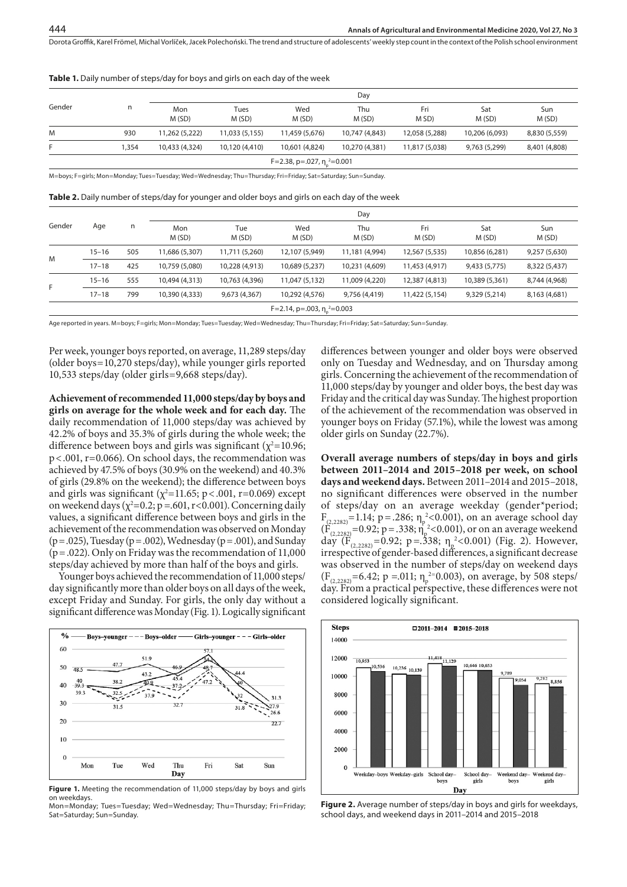**Table 1.** Daily number of steps/day for boys and girls on each day of the week

| Gender | n | Day | | | | | | |
|---|---|---|---|---|---|---|---|---|
| | | Mon M (SD) | Tues M (SD) | Wed M (SD) | Thu M (SD) | Fri M SD) | Sat M (SD) | Sun M (SD) |
| M | 930 | 11,262 (5,222) | 11,033 (5,155) | 11,459 (5,676) | 10,747 (4,843) | 12,058 (5,288) | 10,206 (6,093) | 8,830 (5,559) |
| F | 1,354 | 10,433 (4,324) | 10,120 (4,410) | 10,601 (4,824) | 10,270 (4,381) | 11,817 (5,038) | 9,763 (5,299) | 8,401 (4,808) |
| $F=2.38$, $p=.027$, $\eta_p^2=0.001$ | | | | | | | | |

M=boys; F=girls; Mon=Monday; Tues=Tuesday; Wed=Wednesday; Thu=Thursday; Fri=Friday; Sat=Saturday; Sun=Sunday.

**Table 2.** Daily number of steps/day for younger and older boys and girls on each day of the week

| Gender | Age | n | Day | | | | | | |
|---|---|---|---|---|---|---|---|---|---|
| | | | Mon M (SD) | Tue M (SD) | Wed M (SD) | Thu M (SD) | Fri M (SD) | Sat M (SD) | Sun M (SD) |
| M | 15–16 | 505 | 11,686 (5,307) | 11,711 (5,260) | 12,107 (5,949) | 11,181 (4,994) | 12,567 (5,535) | 10,856 (6,281) | 9,257 (5,630) |
| | 17–18 | 425 | 10,759 (5,080) | 10,228 (4,913) | 10,689 (5,237) | 10,231 (4,609) | 11,453 (4,917) | 9,433 (5,775) | 8,322 (5,437) |
| F | 15–16 | 555 | 10,494 (4,313) | 10,763 (4,396) | 11,047 (5,132) | 11,009 (4,220) | 12,387 (4,813) | 10,389 (5,361) | 8,744 (4,968) |
| | 17–18 | 799 | 10,390 (4,333) | 9,673 (4,367) | 10,292 (4,576) | 9,756 (4,419) | 11,422 (5,154) | 9,329 (5,214) | 8,163 (4,681) |
| $F=2.14$, $p=.003$, $\eta_p^2=0.003$ | | | | | | | | | |

Age reported in years. M=boys; F=girls; Mon=Monday; Tues=Tuesday; Wed=Wednesday; Thu=Thursday; Fri=Friday; Sat=Saturday; Sun=Sunday.

Per week, younger boys reported, on average, 11,289 steps/day (older boys=10,270 steps/day), while younger girls reported 10,533 steps/day (older girls=9,668 steps/day).

**Achievement of recommended 11,000 steps/day by boys and girls on average for the whole week and for each day.** The daily recommendation of 11,000 steps/day was achieved by 42.2% of boys and 35.3% of girls during the whole week; the difference between boys and girls was significant ($\chi^2=10.96$; $p<.001$, $r=0.066$). On school days, the recommendation was achieved by 47.5% of boys (30.9% on the weekend) and 40.3% of girls (29.8% on the weekend); the difference between boys and girls was significant ($\chi^2=11.65$; $p<.001$, $r=0.069$) except on weekend days ($\chi^2=0.2$; $p=.601$, $r<0.001$). Concerning daily values, a significant difference between boys and girls in the achievement of the recommendation was observed on Monday ($p=.025$), Tuesday ($p=.002$), Wednesday ($p=.001$), and Sunday ($p=.022$). Only on Friday was the recommendation of 11,000 steps/day achieved by more than half of the boys and girls.

Younger boys achieved the recommendation of 11,000 steps/day significantly more than older boys on all days of the week, except Friday and Sunday. For girls, the only day without a significant difference was Monday (Fig. 1). Logically significant differences between younger and older boys were observed only on Tuesday and Wednesday, and on Thursday among girls. Concerning the achievement of the recommendation of 11,000 steps/day by younger and older boys, the best day was Friday and the critical day was Sunday. The highest proportion of the achievement of the recommendation was observed in younger boys on Friday (57.1%), while the lowest was among older girls on Sunday (22.7%).

**Figure 1.** Meeting the recommendation of 11,000 steps/day by boys and girls on weekdays.
Mon=Monday; Tues=Tuesday; Wed=Wednesday; Thu=Thursday; Fri=Friday; Sat=Saturday; Sun=Sunday.

**Overall average numbers of steps/day in boys and girls between 2011–2014 and 2015–2018 per week, on school days and weekend days.** Between 2011–2014 and 2015–2018, no significant differences were observed in the number of steps/day on an average weekday (gender*period; $F_{(2,2282)}=1.14$; $p=.286$; $\eta_p^2<0.001$), on an average school day ($F_{(2,2282)}=0.92$; $p=.338$; $\eta_p^2<0.001$), or on an average weekend day ($F_{(2,2282)}=0.92$; $p=.338$; $\eta_p^2<0.001$) (Fig. 2). However, irrespective of gender-based differences, a significant decrease was observed in the number of steps/day on weekend days ($F_{(2,2282)}=6.42$; $p=.011$; $\eta_p^2=0.003$), on average, by 508 steps/day. From a practical perspective, these differences were not considered logically significant.

**Figure 2.** Average number of steps/day in boys and girls for weekdays, school days, and weekend days in 2011–2014 and 2015–2018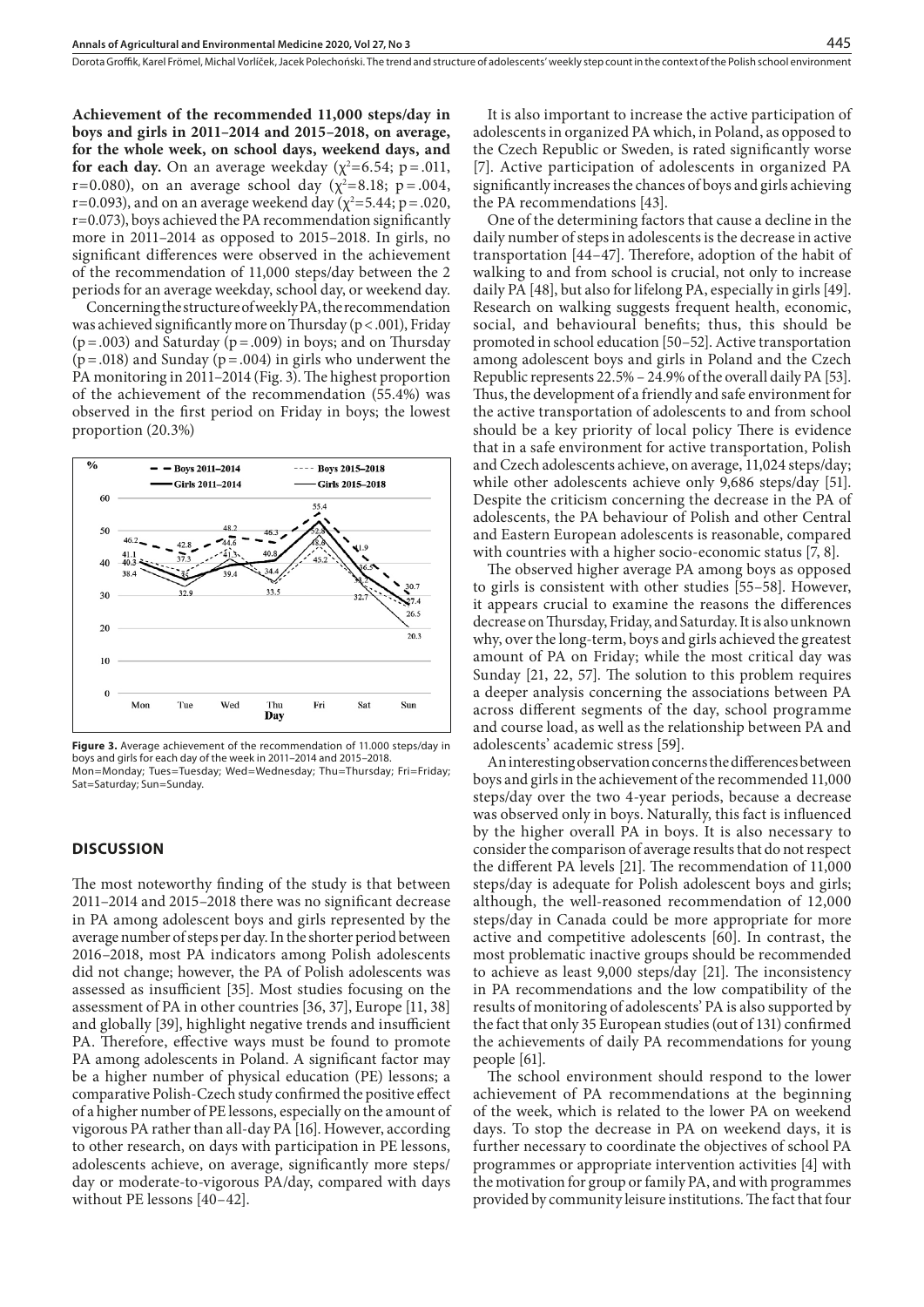**Achievement of the recommended 11,000 steps/day in boys and girls in 2011–2014 and 2015–2018, on average, for the whole week, on school days, weekend days, and for each day.** On an average weekday ($\chi^2$=6.54; p = .011, r=0.080), on an average school day ($\chi^2$=8.18; p = .004, r=0.093), and on an average weekend day ($\chi^2$=5.44; p = .020, r=0.073), boys achieved the PA recommendation significantly more in 2011–2014 as opposed to 2015–2018. In girls, no significant differences were observed in the achievement of the recommendation of 11,000 steps/day between the 2 periods for an average weekday, school day, or weekend day.

Concerning the structure of weekly PA, the recommendation was achieved significantly more on Thursday (p < .001), Friday (p = .003) and Saturday (p = .009) in boys; and on Thursday (p = .018) and Sunday (p = .004) in girls who underwent the PA monitoring in 2011–2014 (Fig. 3). The highest proportion of the achievement of the recommendation (55.4%) was observed in the first period on Friday in boys; the lowest proportion (20.3%)

**Figure 3.** Average achievement of the recommendation of 11.000 steps/day in boys and girls for each day of the week in 2011–2014 and 2015–2018.
Mon=Monday; Tues=Tuesday; Wed=Wednesday; Thu=Thursday; Fri=Friday; Sat=Saturday; Sun=Sunday.

## DISCUSSION

The most noteworthy finding of the study is that between 2011–2014 and 2015–2018 there was no significant decrease in PA among adolescent boys and girls represented by the average number of steps per day. In the shorter period between 2016–2018, most PA indicators among Polish adolescents did not change; however, the PA of Polish adolescents was assessed as insufficient [35]. Most studies focusing on the assessment of PA in other countries [36, 37], Europe [11, 38] and globally [39], highlight negative trends and insufficient PA. Therefore, effective ways must be found to promote PA among adolescents in Poland. A significant factor may be a higher number of physical education (PE) lessons; a comparative Polish-Czech study confirmed the positive effect of a higher number of PE lessons, especially on the amount of vigorous PA rather than all-day PA [16]. However, according to other research, on days with participation in PE lessons, adolescents achieve, on average, significantly more steps/day or moderate-to-vigorous PA/day, compared with days without PE lessons [40–42].

It is also important to increase the active participation of adolescents in organized PA which, in Poland, as opposed to the Czech Republic or Sweden, is rated significantly worse [7]. Active participation of adolescents in organized PA significantly increases the chances of boys and girls achieving the PA recommendations [43].

One of the determining factors that cause a decline in the daily number of steps in adolescents is the decrease in active transportation [44–47]. Therefore, adoption of the habit of walking to and from school is crucial, not only to increase daily PA [48], but also for lifelong PA, especially in girls [49]. Research on walking suggests frequent health, economic, social, and behavioural benefits; thus, this should be promoted in school education [50–52]. Active transportation among adolescent boys and girls in Poland and the Czech Republic represents 22.5% – 24.9% of the overall daily PA [53]. Thus, the development of a friendly and safe environment for the active transportation of adolescents to and from school should be a key priority of local policy There is evidence that in a safe environment for active transportation, Polish and Czech adolescents achieve, on average, 11,024 steps/day; while other adolescents achieve only 9,686 steps/day [51]. Despite the criticism concerning the decrease in the PA of adolescents, the PA behaviour of Polish and other Central and Eastern European adolescents is reasonable, compared with countries with a higher socio-economic status [7, 8].

The observed higher average PA among boys as opposed to girls is consistent with other studies [55–58]. However, it appears crucial to examine the reasons the differences decrease on Thursday, Friday, and Saturday. It is also unknown why, over the long-term, boys and girls achieved the greatest amount of PA on Friday; while the most critical day was Sunday [21, 22, 57]. The solution to this problem requires a deeper analysis concerning the associations between PA across different segments of the day, school programme and course load, as well as the relationship between PA and adolescents' academic stress [59].

An interesting observation concerns the differences between boys and girls in the achievement of the recommended 11,000 steps/day over the two 4-year periods, because a decrease was observed only in boys. Naturally, this fact is influenced by the higher overall PA in boys. It is also necessary to consider the comparison of average results that do not respect the different PA levels [21]. The recommendation of 11,000 steps/day is adequate for Polish adolescent boys and girls; although, the well-reasoned recommendation of 12,000 steps/day in Canada could be more appropriate for more active and competitive adolescents [60]. In contrast, the most problematic inactive groups should be recommended to achieve as least 9,000 steps/day [21]. The inconsistency in PA recommendations and the low compatibility of the results of monitoring of adolescents' PA is also supported by the fact that only 35 European studies (out of 131) confirmed the achievements of daily PA recommendations for young people [61].

The school environment should respond to the lower achievement of PA recommendations at the beginning of the week, which is related to the lower PA on weekend days. To stop the decrease in PA on weekend days, it is further necessary to coordinate the objectives of school PA programmes or appropriate intervention activities [4] with the motivation for group or family PA, and with programmes provided by community leisure institutions. The fact that four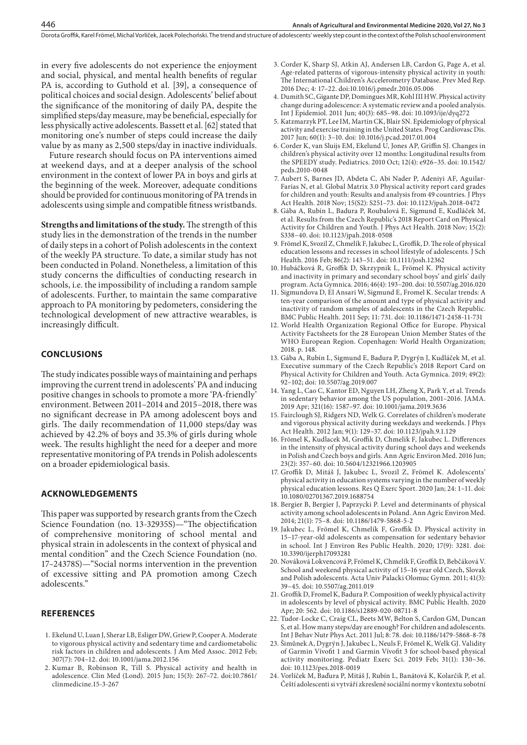in every five adolescents do not experience the enjoyment and social, physical, and mental health benefits of regular PA is, according to Guthold et al. [39], a consequence of political choices and social design. Adolescents' belief about the significance of the monitoring of daily PA, despite the simplified steps/day measure, may be beneficial, especially for less physically active adolescents. Bassett et al. [62] stated that monitoring one's number of steps could increase the daily value by as many as 2,500 steps/day in inactive individuals.

Future research should focus on PA interventions aimed at weekend days, and at a deeper analysis of the school environment in the context of lower PA in boys and girls at the beginning of the week. Moreover, adequate conditions should be provided for continuous monitoring of PA trends in adolescents using simple and compatible fitness wristbands.

**Strengths and limitations of the study.** The strength of this study lies in the demonstration of the trends in the number of daily steps in a cohort of Polish adolescents in the context of the weekly PA structure. To date, a similar study has not been conducted in Poland. Nonetheless, a limitation of this study concerns the difficulties of conducting research in schools, i.e. the impossibility of including a random sample of adolescents. Further, to maintain the same comparative approach to PA monitoring by pedometers, considering the technological development of new attractive wearables, is increasingly difficult.

## CONCLUSIONS

The study indicates possible ways of maintaining and perhaps improving the current trend in adolescents' PA and inducing positive changes in schools to promote a more 'PA-friendly' environment. Between 2011–2014 and 2015–2018, there was no significant decrease in PA among adolescent boys and girls. The daily recommendation of 11,000 steps/day was achieved by 42.2% of boys and 35.3% of girls during whole week. The results highlight the need for a deeper and more representative monitoring of PA trends in Polish adolescents on a broader epidemiological basis.

## ACKNOWLEDGEMENTS

This paper was supported by research grants from the Czech Science Foundation (no. 13-32935S)—"The objectification of comprehensive monitoring of school mental and physical strain in adolescents in the context of physical and mental condition" and the Czech Science Foundation (no. 17–24378S)—"Social norms intervention in the prevention of excessive sitting and PA promotion among Czech adolescents."

## REFERENCES

1. Ekelund U, Luan J, Sherar LB, Esliger DW, Griew P, Cooper A. Moderate to vigorous physical activity and sedentary time and cardiometabolic risk factors in children and adolescents. J Am Med Assoc. 2012 Feb; 307(7): 704–12. doi: 10.1001/jama.2012.156
2. Kumar B, Robinson R, Till S. Physical activity and health in adolescence. Clin Med (Lond). 2015 Jun; 15(3): 267–72. doi:10.7861/clinmedicine.15-3-267
3. Corder K, Sharp SJ, Atkin AJ, Andersen LB, Cardon G, Page A, et al. Age-related patterns of vigorous-intensity physical activity in youth: The International Children's Accelerometry Database. Prev Med Rep. 2016 Dec; 4: 17–22. doi:10.1016/j.pmedr.2016.05.006
4. Dumith SC, Gigante DP, Domingues MR, Kohl III HW. Physical activity change during adolescence: A systematic review and a pooled analysis. Int J Epidemiol. 2011 Jun; 40(3): 685–98. doi: 10.1093/ije/dyq272
5. Katzmarzyk PT, Lee IM, Martin CK, Blair SN. Epidemiology of physical activity and exercise training in the United States. Prog Cardiovasc Dis. 2017 Jun; 60(1): 3–10. doi: 10.1016/j.pcad.2017.01.004
6. Corder K, van Sluijs EM, Ekelund U, Jones AP, Griffin SJ. Changes in children's physical activity over 12 months: Longitudinal results from the SPEEDY study. Pediatrics. 2010 Oct; 12(4): e926–35. doi: 10.1542/peds.2010-0048
7. Aubert S, Barnes JD, Abdeta C, Abi Nader P, Adeniyi AF, Aguilar-Farias N, et al. Global Matrix 3.0 Physical activity report card grades for children and youth: Results and analysis from 49 countries. J Phys Act Health. 2018 Nov; 15(S2): S251–73. doi: 10.1123/jpah.2018-0472
8. Gába A, Rubín L, Badura P, Roubalová E, Sigmund E, Kudláček M, et al. Results from the Czech Republic's 2018 Report Card on Physical Activity for Children and Youth. J Phys Act Health. 2018 Nov; 15(2): S338–40. doi: 10.1123/jpah.2018-0508
9. Frömel K, Svozil Z, Chmelík F, Jakubec L, Groffik, D. The role of physical education lessons and recesses in school lifestyle of adolescents. J Sch Health. 2016 Feb; 86(2): 143–51. doi: 10.1111/josh.12362
10. Hubáčková R, Groffik D, Skrzypnik L, Frömel K. Physical activity and inactivity in primary and secondary school boys' and girls' daily program. Acta Gymnica. 2016; 46(4): 193–200. doi: 10.5507/ag.2016.020
11. Sigmundova D, El Ansari W, Sigmund E, Fromel K. Secular trends: A ten-year comparison of the amount and type of physical activity and inactivity of random samples of adolescents in the Czech Republic. BMC Public Health. 2011 Sep; 11: 731. doi: 10.1186/1471-2458-11-731
12. World Health Organization Regional Office for Europe. Physical Activity Factsheets for the 28 European Union Member States of the WHO European Region. Copenhagen: World Health Organization; 2018. p. 148.
13. Gába A, Rubín L, Sigmund E, Badura P, Dygrýn J, Kudláček M, et al. Executive summary of the Czech Republic's 2018 Report Card on Physical Activity for Children and Youth. Acta Gymnica. 2019; 49(2): 92–102; doi: 10.5507/ag.2019.007
14. Yang L, Cao C, Kantor ED, Nguyen LH, Zheng X, Park Y, et al. Trends in sedentary behavior among the US population, 2001–2016. JAMA. 2019 Apr; 321(16): 1587–97. doi: 10.1001/jama.2019.3636
15. Fairclough SJ, Ridgers ND, Welk G. Correlates of children's moderate and vigorous physical activity during weekdays and weekends. J Phys Act Health. 2012 Jan; 9(1): 129–37. doi: 10.1123/jpah.9.1.129
16. Frömel K, Kudlacek M, Groffik D, Chmelik F, Jakubec L. Differences in the intensity of physical activity during school days and weekends in Polish and Czech boys and girls. Ann Agric Environ Med. 2016 Jun; 23(2): 357–60. doi: 10.5604/12321966.1203905
17. Groffik D, Mitáš J, Jakubec L, Svozil Z, Frömel K. Adolescents' physical activity in education systems varying in the number of weekly physical education lessons. Res Q Exerc Sport. 2020 Jan; 24: 1–11. doi: 10.1080/02701367.2019.1688754
18. Bergier B, Bergier J, Paprzycki P. Level and determinants of physical activity among school adolescents in Poland. Ann Agric Environ Med. 2014; 21(1): 75–8. doi: 10.1186/1479-5868-5-2
19. Jakubec L, Frömel K, Chmelík F, Groffik D. Physical activity in 15–17-year-old adolescents as compensation for sedentary behavior in school. Int J Environ Res Public Health. 2020; 17(9): 3281. doi: 10.3390/ijerph17093281
20. Nováková Lokvencová P, Frömel K, Chmelík F, Groffik D, Bebčáková V. School and weekend physical activity of 15–16 year old Czech, Slovak and Polish adolescents. Acta Univ Palacki Olomuc Gymn. 2011; 41(3): 39–45. doi: 10.5507/ag.2011.019
21. Groffik D, Fromel K, Badura P. Composition of weekly physical activity in adolescents by level of physical activity. BMC Public Health. 2020 Apr; 20: 562. doi: 10.1186/s12889-020-08711-8
22. Tudor-Locke C, Craig CL, Beets MW, Belton S, Cardon GM, Duncan S, et al. How many steps/day are enough? For children and adolescents. Int J Behav Nutr Phys Act. 2011 Jul; 8: 78. doi: 10.1186/1479-5868-8-78
23. Šimůnek A, Dygrýn J, Jakubec L, Neuls F, Frömel K, Welk GJ. Validity of Garmin Vívofit 1 and Garmin Vívofit 3 for school-based physical activity monitoring. Pediatr Exerc Sci. 2019 Feb; 31(1): 130–36. doi: 10.1123/pes.2018-0019
24. Vorlíček M, Baďura P, Mitáš J, Rubín L, Banátová K, Kolarčik P, et al. Čeští adolescenti si vytváří zkreslené sociální normy v kontextu sobotní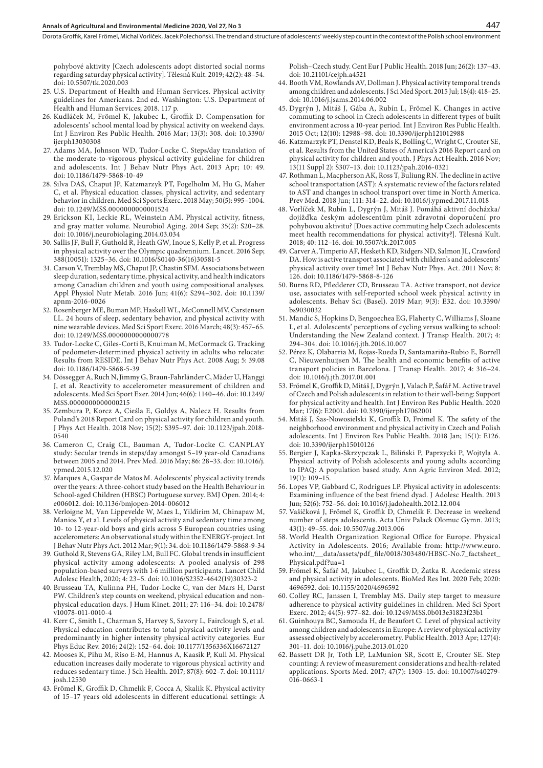pohybové aktivity [Czech adolescents adopt distorted social norms regarding saturday physical activity]. Tělesná Kult. 2019; 42(2): 48–54. doi: 10.5507/tk.2020.003

25. U.S. Department of Health and Human Services. Physical activity guidelines for Americans. 2nd ed. Washington: U.S. Department of Health and Human Services; 2018. 117 p.
26. Kudláček M, Frömel K, Jakubec L, Groffik D. Compensation for adolescents' school mental load by physical activity on weekend days. Int J Environ Res Public Health. 2016 Mar; 13(3): 308. doi: 10.3390/ijerph13030308
27. Adams MA, Johnson WD, Tudor-Locke C. Steps/day translation of the moderate-to-vigorous physical activity guideline for children and adolescents. Int J Behav Nutr Phys Act. 2013 Apr; 10: 49. doi: 10.1186/1479-5868-10-49
28. Silva DAS, Chaput JP, Katzmarzyk PT, Fogelholm M, Hu G, Maher C, et al. Physical education classes, physical activity, and sedentary behavior in children. Med Sci Sports Exerc. 2018 May; 50(5): 995–1004. doi: 10.1249/MSS.0000000000001524
29. Erickson KI, Leckie RL, Weinstein AM. Physical activity, fitness, and gray matter volume. Neurobiol Aging. 2014 Sep; 35(2): S20–28. doi: 10.1016/j.neurobiolaging.2014.03.034
30. Sallis JF, Bull F, Guthold R, Heath GW, Inoue S, Kelly P, et al. Progress in physical activity over the Olympic quadrennium. Lancet. 2016 Sep; 388(10051): 1325–36. doi: 10.1016/S0140-36(16)30581-5
31. Carson V, Tremblay MS, Chaput JP, Chastin SFM. Associations between sleep duration, sedentary time, physical activity, and health indicators among Canadian children and youth using compositional analyses. Appl Physiol Nutr Metab. 2016 Jun; 41(6): S294–302. doi: 10.1139/apnm-2016-0026
32. Rosenberger ME, Buman MP, Haskell WL, McConnell MV, Carstensen LL. 24 hours of sleep, sedentary behavior, and physical activity with nine wearable devices. Med Sci Sport Exerc. 2016 March; 48(3): 457–65. doi: 10.1249/MSS.0000000000000778
33. Tudor-Locke C, Giles-Corti B, Knuiman M, McCormack G. Tracking of pedometer-determined physical activity in adults who relocate: Results from RESIDE. Int J Behav Nutr Phys Act. 2008 Aug; 5: 39.08 doi: 10.1186/1479-5868-5-39
34. Dössegger A, Ruch N, Jimmy G, Braun-Fahrländer C, Mäder U, Hänggi J, et al. Reactivity to accelerometer measurement of children and adolescents. Med Sci Sport Exer. 2014 Jun; 46(6): 1140–46. doi: 10.1249/MSS.0000000000000215
35. Zembura P, Korcz A, Cieśla E, Goldys A, Nalecz H. Results from Poland's 2018 Report Card on physical activity for children and youth. J Phys Act Health. 2018 Nov; 15(2): S395–97. doi: 10.1123/jpah.2018-0540
36. Cameron C, Craig CL, Bauman A, Tudor-Locke C. CANPLAY study: Secular trends in steps/day amongst 5–19 year-old Canadians between 2005 and 2014. Prev Med. 2016 May; 86: 28–33. doi: 10.1016/j.ypmed.2015.12.020
37. Marques A, Gaspar de Matos M. Adolescents' physical activity trends over the years: A three-cohort study based on the Health Behaviour in School-aged Children (HBSC) Portuguese survey. BMJ Open. 2014; 4: e006012. doi: 10.1136/bmjopen-2014-006012
38. Verloigne M, Van Lippevelde W, Maes L, Yildirim M, Chinapaw M, Manios Y, et al. Levels of physical activity and sedentary time among 10- to 12-year-old boys and girls across 5 European countries using accelerometers: An observational study within the ENERGY-project. Int J Behav Nutr Phys Act. 2012 Mar; 9(1): 34. doi: 10.1186/1479-5868-9-34
39. Guthold R, Stevens GA, Riley LM, Bull FC. Global trends in insufficient physical activity among adolescents: A pooled analysis of 298 population-based surveys with 1·6 million participants. Lancet Child Adolesc Health, 2020; 4: 23–5. doi: 10.1016/S2352-4642(19)30323-2
40. Brusseau TA, Kulinna PH, Tudor-Locke C, van der Mars H, Darst PW. Children's step counts on weekend, physical education and non-physical education days. J Hum Kinet. 2011; 27: 116–34. doi: 10.2478/v10078-011-0010-4
41. Kerr C, Smith L, Charman S, Harvey S, Savory L, Fairclough S, et al. Physical education contributes to total physical activity levels and predominantly in higher intensity physical activity categories. Eur Phys Educ Rev. 2016; 24(2): 152–64. doi: 10.1177/1356336X16672127
42. Mooses K, Pihu M, Riso E-M, Hannus A, Kaasik P, Kull M. Physical education increases daily moderate to vigorous physical activity and reduces sedentary time. J Sch Health. 2017; 87(8): 602–7. doi: 10.1111/josh.12530
43. Frömel K, Groffik D, Chmelík F, Cocca A, Skalik K. Physical activity of 15–17 years old adolescents in different educational settings: A Polish–Czech study. Cent Eur J Public Health. 2018 Jun; 26(2): 137–43. doi: 10.21101/cejph.a4521
44. Booth VM, Rowlands AV, Dollman J. Physical activity temporal trends among children and adolescents. J Sci Med Sport. 2015 Jul; 18(4): 418–25. doi: 10.1016/j.jsams.2014.06.002
45. Dygrýn J, Mitáš J, Gába A, Rubín L, Frömel K. Changes in active commuting to school in Czech adolescents in different types of built environment across a 10-year period. Int J Environ Res Public Health. 2015 Oct; 12(10): 12988–98. doi: 10.3390/ijerph121012988
46. Katzmarzyk PT, Denstel KD, Beals K, Bolling C, Wright C, Crouter SE, et al. Results from the United States of America's 2016 Report card on physical activity for children and youth. J Phys Act Health. 2016 Nov; 13(11 Suppl 2): S307–13. doi: 10.1123/jpah.2016-0321
47. Rothman L, Macpherson AK, Ross T, Buliung RN. The decline in active school transportation (AST): A systematic review of the factors related to AST and changes in school transport over time in North America. Prev Med. 2018 Jun; 111: 314–22. doi: 10.1016/j.ypmed.2017.11.018
48. Vorlíček M, Rubín L, Dygrýn J, Mitáš J. Pomáhá aktivní docházka/dojížďka českým adolescentům plnit zdravotní doporučení pro pohybovou aktivitu? [Does active commuting help Czech adolescents meet health recommendations for physical activity?]. Tělesná Kult. 2018; 40: 112–16. doi: 10.5507/tk.2017.005
49. Carver A, Timperio AF, Hesketh KD, Ridgers ND, Salmon JL, Crawford DA. How is active transport associated with children's and adolescents' physical activity over time? Int J Behav Nutr Phys. Act. 2011 Nov; 8: 126. doi: 10.1186/1479-5868-8-126
50. Burns RD, Pfledderer CD, Brusseau TA. Active transport, not device use, associates with self-reported school week physical activity in adolescents. Behav Sci (Basel). 2019 Mar; 9(3): E32. doi: 10.3390/bs9030032
51. Mandic S, Hopkins D, Bengoechea EG, Flaherty C, Williams J, Sloane L, et al. Adolescents' perceptions of cycling versus walking to school: Understanding the New Zealand context. J Transp Health. 2017; 4: 294–304. doi: 10.1016/j.jth.2016.10.007
52. Pérez K, Olabarria M, Rojas-Rueda D, Santamariña-Rubio E, Borrell C, Nieuwenhuijsen M. The health and economic benefits of active transport policies in Barcelona. J Transp Health. 2017; 4: 316–24. doi: 10.1016/j.jth.2017.01.001
53. Frömel K, Groffik D, Mitáš J, Dygrýn J, Valach P, Šafář M. Active travel of Czech and Polish adolescents in relation to their well-being: Support for physical activity and health. Int J Environ Res Public Health. 2020 Mar; 17(6): E2001. doi: 10.3390/ijerph17062001
54. Mitáš J, Sas-Nowosielski K, Groffik D, Frömel K. The safety of the neighborhood environment and physical activity in Czech and Polish adolescents. Int J Environ Res Public Health. 2018 Jan; 15(1): E126. doi: 10.3390/ijerph15010126
55. Bergier J, Kapka-Skrzypczak L, Biliński P, Paprzycki P, Wojtyla A. Physical activity of Polish adolescents and young adults according to IPAQ: A population based study. Ann Agric Environ Med. 2012; 19(1): 109–15.
56. Lopes VP, Gabbard C, Rodrigues LP. Physical activity in adolescents: Examining influence of the best friend dyad. J Adolesc Health. 2013 Jun; 52(6): 752–56. doi: 10.1016/j.jadohealth.2012.12.004
57. Vašíčková J, Frömel K, Groffik D, Chmelík F. Decrease in weekend number of steps adolescents. Acta Univ Palack Olomuc Gymn. 2013; 43(1): 49–55. doi: 10.5507/ag.2013.006
58. World Health Organization Regional Office for Europe. Physical Activity in Adolescents. 2016; Available from: http://www.euro.who.int/__data/assets/pdf_file/0018/303480/HBSC-No.7_factsheet_Physical.pdf?ua=1
59. Frömel K, Šafář M, Jakubec L, Groffik D, Žatka R. Acedemic stress and physical activity in adolescents. BioMed Res Int. 2020 Feb; 2020: 4696592. doi: 10.1155/2020/4696592
60. Colley RC, Janssen I, Tremblay MS. Daily step target to measure adherence to physical activity guidelines in children. Med Sci Sport Exerc. 2012; 44(5): 977–82. doi: 10.1249/MSS.0b013e31823f23b1
61. Guinhouya BC, Samouda H, de Beaufort C. Level of physical activity among children and adolescents in Europe: A review of physical activity assessed objectively by accelerometry. Public Health. 2013 Apr; 127(4): 301–11. doi: 10.1016/j.puhe.2013.01.020
62. Bassett DR Jr, Toth LP, LaMunion SR, Scott E, Crouter SE. Step counting: A review of measurement considerations and health-related applications. Sports Med. 2017; 47(7): 1303–15. doi: 10.1007/s40279-016-0663-1